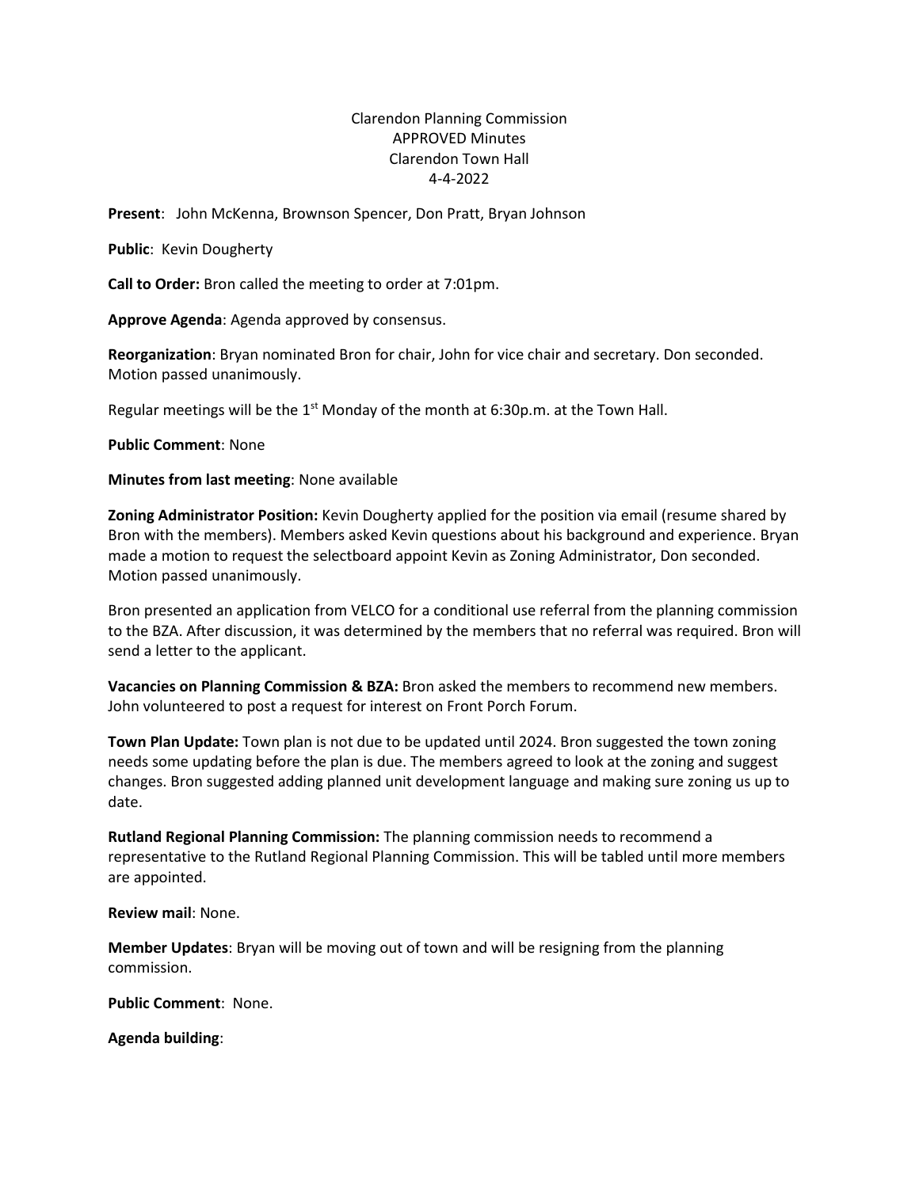Clarendon Planning Commission
APPROVED Minutes
Clarendon Town Hall
4-4-2022

**Present**: John McKenna, Brownson Spencer, Don Pratt, Bryan Johnson

**Public**: Kevin Dougherty

**Call to Order:** Bron called the meeting to order at 7:01pm.

**Approve Agenda**: Agenda approved by consensus.

**Reorganization**: Bryan nominated Bron for chair, John for vice chair and secretary. Don seconded. Motion passed unanimously.

Regular meetings will be the 1st Monday of the month at 6:30p.m. at the Town Hall.

**Public Comment**: None

**Minutes from last meeting**: None available

**Zoning Administrator Position:** Kevin Dougherty applied for the position via email (resume shared by Bron with the members). Members asked Kevin questions about his background and experience. Bryan made a motion to request the selectboard appoint Kevin as Zoning Administrator, Don seconded. Motion passed unanimously.

Bron presented an application from VELCO for a conditional use referral from the planning commission to the BZA. After discussion, it was determined by the members that no referral was required. Bron will send a letter to the applicant.

**Vacancies on Planning Commission & BZA:** Bron asked the members to recommend new members. John volunteered to post a request for interest on Front Porch Forum.

**Town Plan Update:** Town plan is not due to be updated until 2024. Bron suggested the town zoning needs some updating before the plan is due. The members agreed to look at the zoning and suggest changes. Bron suggested adding planned unit development language and making sure zoning us up to date.

**Rutland Regional Planning Commission:** The planning commission needs to recommend a representative to the Rutland Regional Planning Commission. This will be tabled until more members are appointed.

**Review mail**: None.

**Member Updates**: Bryan will be moving out of town and will be resigning from the planning commission.

**Public Comment**: None.

**Agenda building**: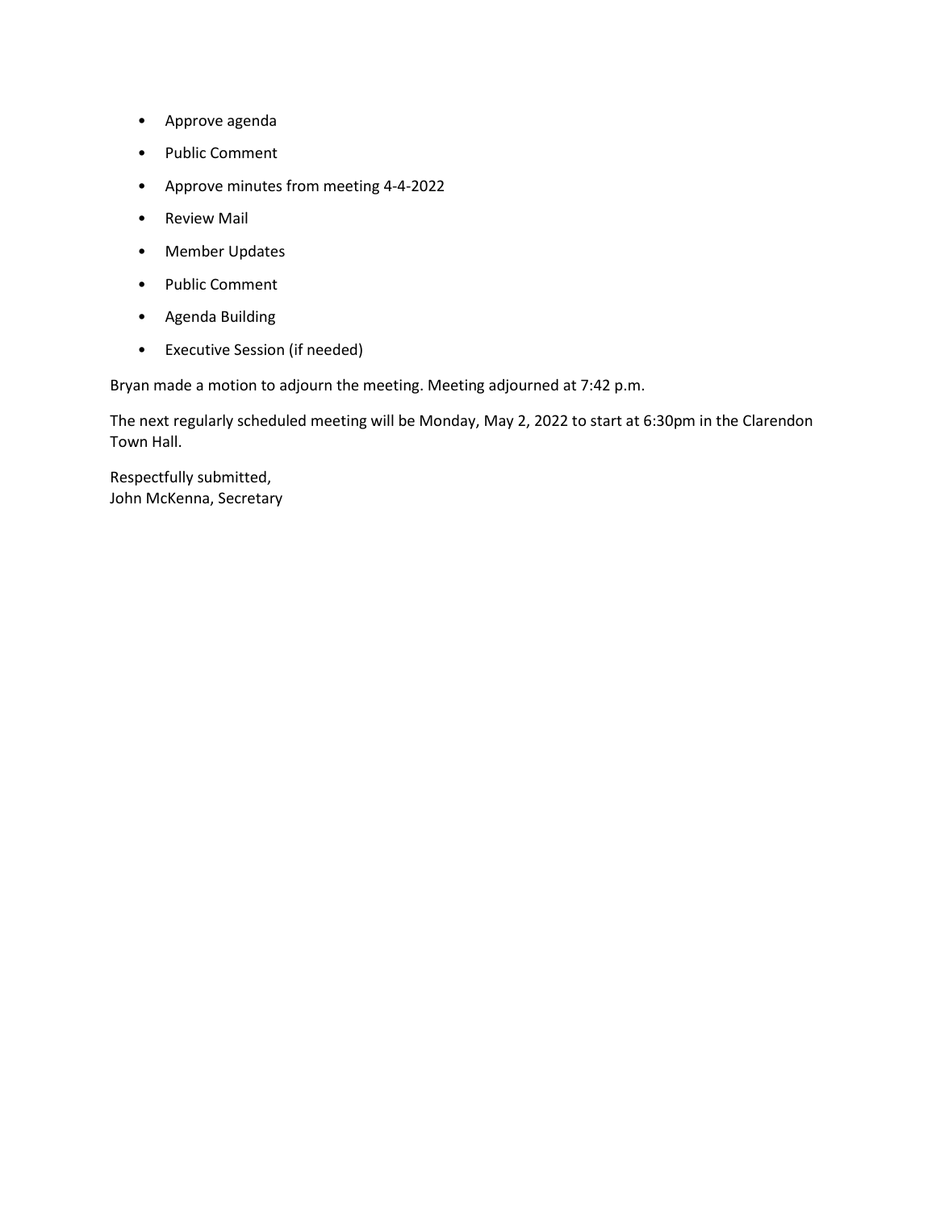- Approve agenda
- Public Comment
- Approve minutes from meeting 4-4-2022
- Review Mail
- Member Updates
- Public Comment
- Agenda Building
- Executive Session (if needed)

Bryan made a motion to adjourn the meeting. Meeting adjourned at 7:42 p.m.

The next regularly scheduled meeting will be Monday, May 2, 2022 to start at 6:30pm in the Clarendon Town Hall.

Respectfully submitted,
John McKenna, Secretary